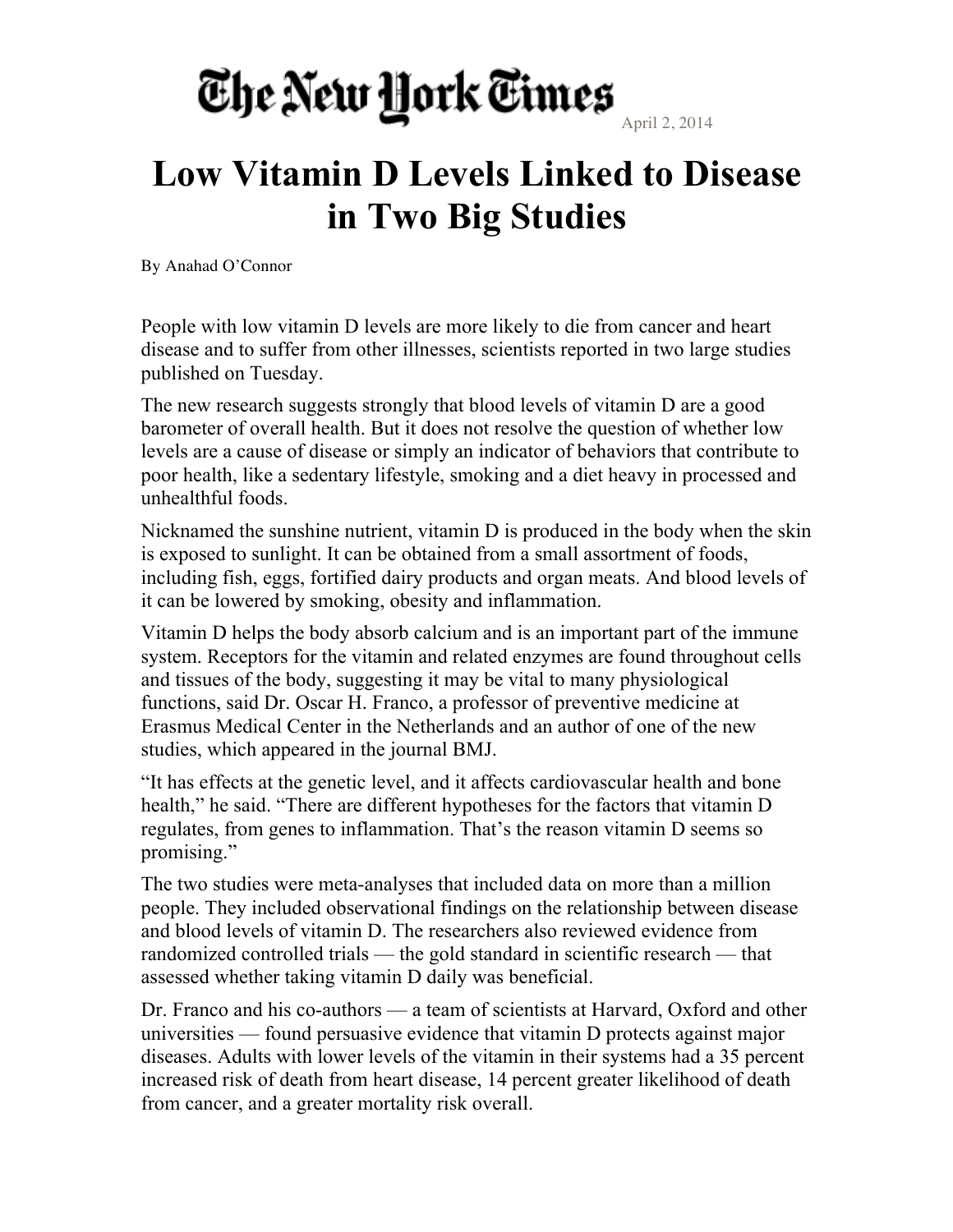The New York Times

April 2, 2014

# Low Vitamin D Levels Linked to Disease in Two Big Studies

By Anahad O'Connor

People with low vitamin D levels are more likely to die from cancer and heart disease and to suffer from other illnesses, scientists reported in two large studies published on Tuesday.

The new research suggests strongly that blood levels of vitamin D are a good barometer of overall health. But it does not resolve the question of whether low levels are a cause of disease or simply an indicator of behaviors that contribute to poor health, like a sedentary lifestyle, smoking and a diet heavy in processed and unhealthful foods.

Nicknamed the sunshine nutrient, vitamin D is produced in the body when the skin is exposed to sunlight. It can be obtained from a small assortment of foods, including fish, eggs, fortified dairy products and organ meats. And blood levels of it can be lowered by smoking, obesity and inflammation.

Vitamin D helps the body absorb calcium and is an important part of the immune system. Receptors for the vitamin and related enzymes are found throughout cells and tissues of the body, suggesting it may be vital to many physiological functions, said Dr. Oscar H. Franco, a professor of preventive medicine at Erasmus Medical Center in the Netherlands and an author of one of the new studies, which appeared in the journal BMJ.

"It has effects at the genetic level, and it affects cardiovascular health and bone health," he said. "There are different hypotheses for the factors that vitamin D regulates, from genes to inflammation. That's the reason vitamin D seems so promising."

The two studies were meta-analyses that included data on more than a million people. They included observational findings on the relationship between disease and blood levels of vitamin D. The researchers also reviewed evidence from randomized controlled trials — the gold standard in scientific research — that assessed whether taking vitamin D daily was beneficial.

Dr. Franco and his co-authors — a team of scientists at Harvard, Oxford and other universities — found persuasive evidence that vitamin D protects against major diseases. Adults with lower levels of the vitamin in their systems had a 35 percent increased risk of death from heart disease, 14 percent greater likelihood of death from cancer, and a greater mortality risk overall.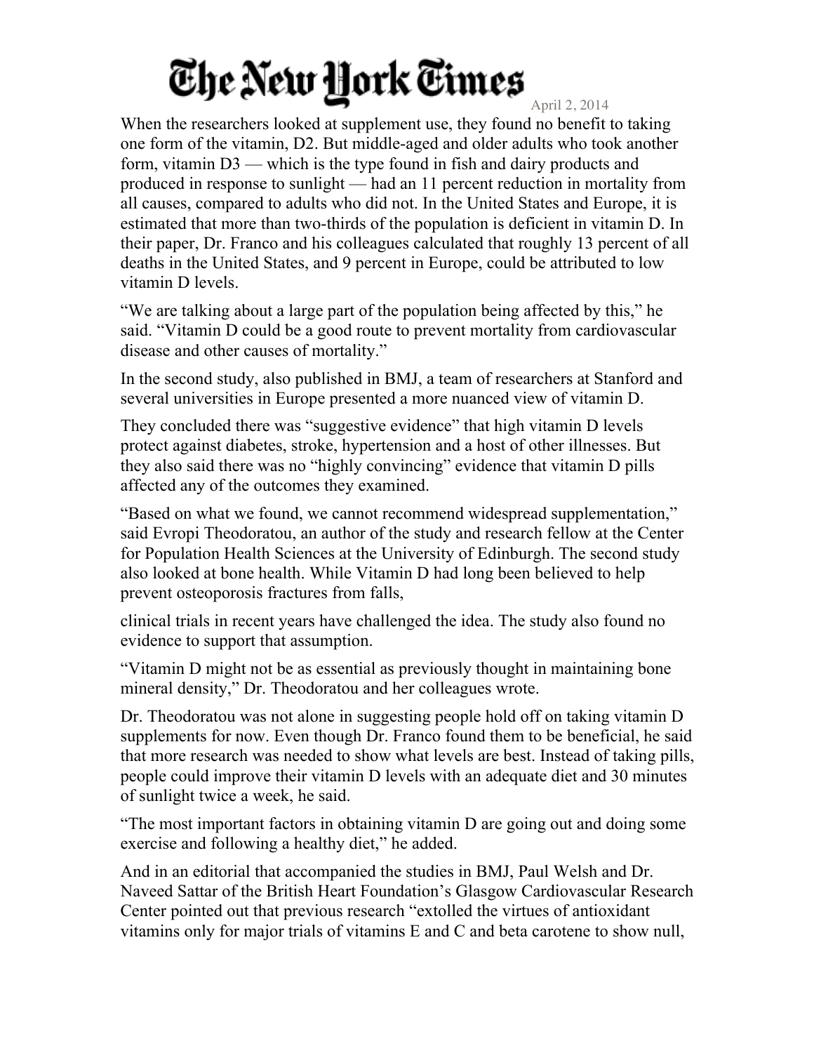# The New York Times

April 2, 2014

When the researchers looked at supplement use, they found no benefit to taking one form of the vitamin, D2. But middle-aged and older adults who took another form, vitamin D3 — which is the type found in fish and dairy products and produced in response to sunlight — had an 11 percent reduction in mortality from all causes, compared to adults who did not. In the United States and Europe, it is estimated that more than two-thirds of the population is deficient in vitamin D. In their paper, Dr. Franco and his colleagues calculated that roughly 13 percent of all deaths in the United States, and 9 percent in Europe, could be attributed to low vitamin D levels.

"We are talking about a large part of the population being affected by this," he said. "Vitamin D could be a good route to prevent mortality from cardiovascular disease and other causes of mortality."

In the second study, also published in BMJ, a team of researchers at Stanford and several universities in Europe presented a more nuanced view of vitamin D.

They concluded there was "suggestive evidence" that high vitamin D levels protect against diabetes, stroke, hypertension and a host of other illnesses. But they also said there was no "highly convincing" evidence that vitamin D pills affected any of the outcomes they examined.

"Based on what we found, we cannot recommend widespread supplementation," said Evropi Theodoratou, an author of the study and research fellow at the Center for Population Health Sciences at the University of Edinburgh. The second study also looked at bone health. While Vitamin D had long been believed to help prevent osteoporosis fractures from falls,

clinical trials in recent years have challenged the idea. The study also found no evidence to support that assumption.

"Vitamin D might not be as essential as previously thought in maintaining bone mineral density," Dr. Theodoratou and her colleagues wrote.

Dr. Theodoratou was not alone in suggesting people hold off on taking vitamin D supplements for now. Even though Dr. Franco found them to be beneficial, he said that more research was needed to show what levels are best. Instead of taking pills, people could improve their vitamin D levels with an adequate diet and 30 minutes of sunlight twice a week, he said.

"The most important factors in obtaining vitamin D are going out and doing some exercise and following a healthy diet," he added.

And in an editorial that accompanied the studies in BMJ, Paul Welsh and Dr. Naveed Sattar of the British Heart Foundation's Glasgow Cardiovascular Research Center pointed out that previous research "extolled the virtues of antioxidant vitamins only for major trials of vitamins E and C and beta carotene to show null,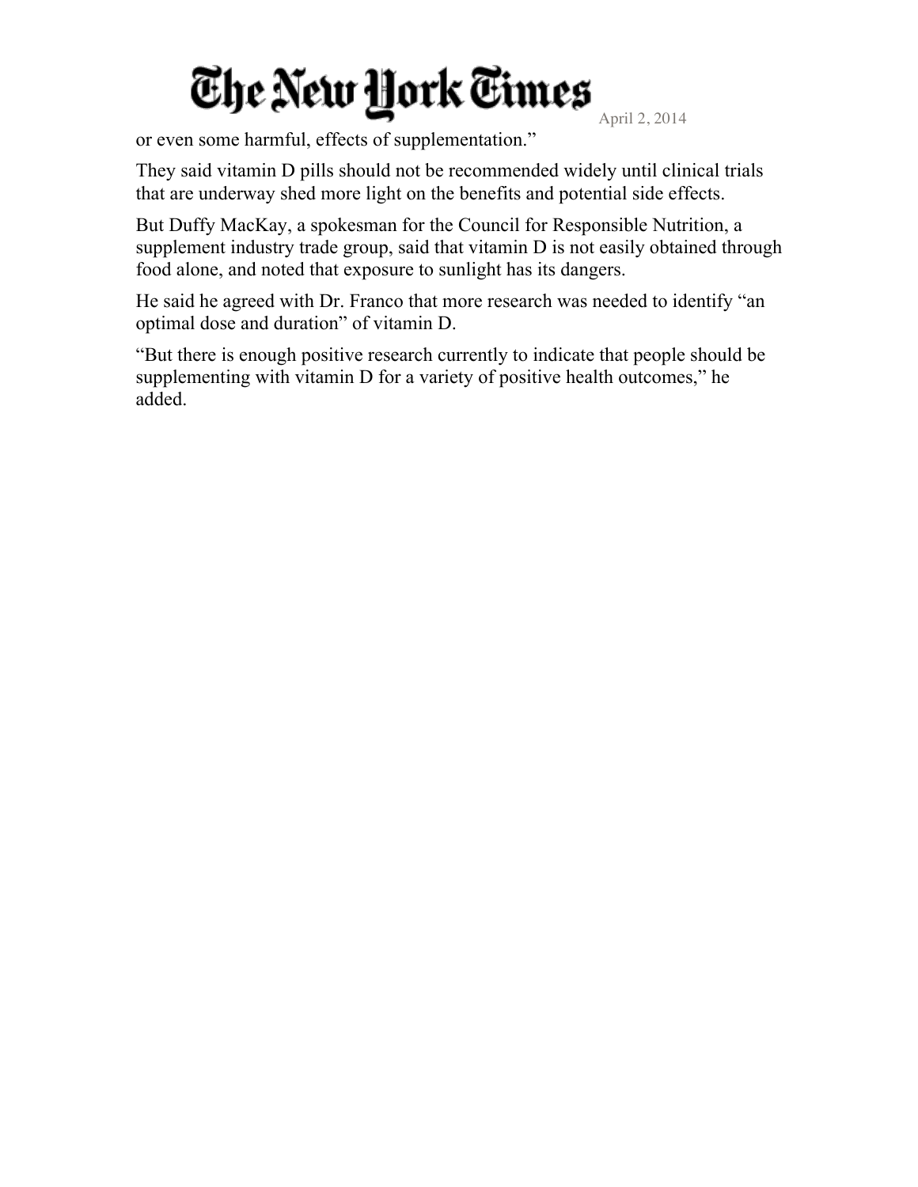or even some harmful, effects of supplementation."

They said vitamin D pills should not be recommended widely until clinical trials that are underway shed more light on the benefits and potential side effects.

But Duffy MacKay, a spokesman for the Council for Responsible Nutrition, a supplement industry trade group, said that vitamin D is not easily obtained through food alone, and noted that exposure to sunlight has its dangers.

He said he agreed with Dr. Franco that more research was needed to identify "an optimal dose and duration" of vitamin D.

"But there is enough positive research currently to indicate that people should be supplementing with vitamin D for a variety of positive health outcomes," he added.